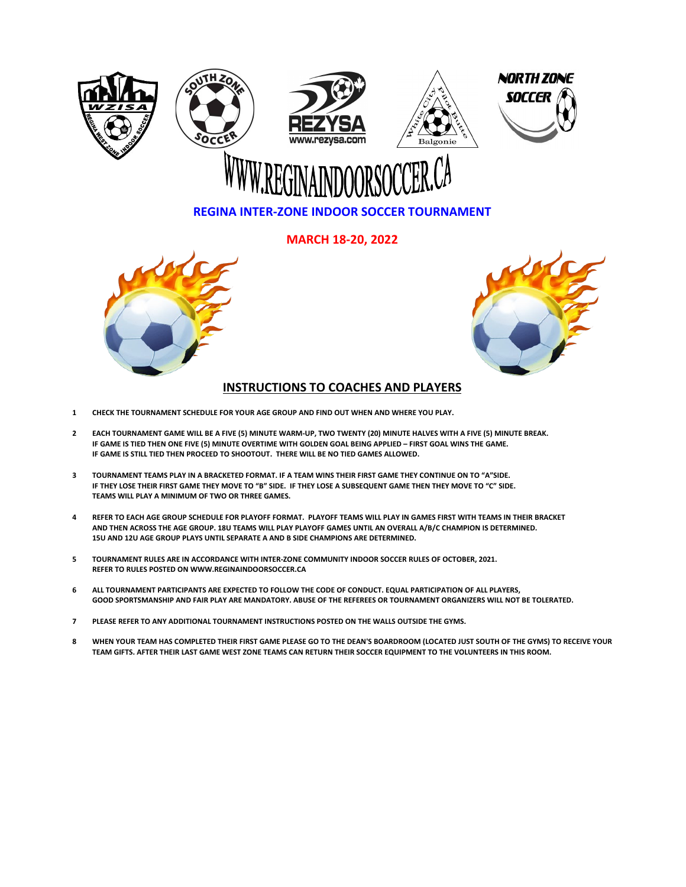# WWW.REGINAINDOORSOCCER.CA

## REGINA INTER-ZONE INDOOR SOCCER TOURNAMENT

## MARCH 18-20, 2022

## INSTRUCTIONS TO COACHES AND PLAYERS

1. **CHECK THE TOURNAMENT SCHEDULE FOR YOUR AGE GROUP AND FIND OUT WHEN AND WHERE YOU PLAY.**

2. **EACH TOURNAMENT GAME WILL BE A FIVE (5) MINUTE WARM-UP, TWO TWENTY (20) MINUTE HALVES WITH A FIVE (5) MINUTE BREAK. IF GAME IS TIED THEN ONE FIVE (5) MINUTE OVERTIME WITH GOLDEN GOAL BEING APPLIED – FIRST GOAL WINS THE GAME. IF GAME IS STILL TIED THEN PROCEED TO SHOOTOUT. THERE WILL BE NO TIED GAMES ALLOWED.**

3. **TOURNAMENT TEAMS PLAY IN A BRACKETED FORMAT. IF A TEAM WINS THEIR FIRST GAME THEY CONTINUE ON TO "A"SIDE. IF THEY LOSE THEIR FIRST GAME THEY MOVE TO "B" SIDE. IF THEY LOSE A SUBSEQUENT GAME THEN THEY MOVE TO "C" SIDE. TEAMS WILL PLAY A MINIMUM OF TWO OR THREE GAMES.**

4. **REFER TO EACH AGE GROUP SCHEDULE FOR PLAYOFF FORMAT. PLAYOFF TEAMS WILL PLAY IN GAMES FIRST WITH TEAMS IN THEIR BRACKET AND THEN ACROSS THE AGE GROUP. 18U TEAMS WILL PLAY PLAYOFF GAMES UNTIL AN OVERALL A/B/C CHAMPION IS DETERMINED. 15U AND 12U AGE GROUP PLAYS UNTIL SEPARATE A AND B SIDE CHAMPIONS ARE DETERMINED.**

5. **TOURNAMENT RULES ARE IN ACCORDANCE WITH INTER-ZONE COMMUNITY INDOOR SOCCER RULES OF OCTOBER, 2021. REFER TO RULES POSTED ON WWW.REGINAINDOORSOCCER.CA**

6. **ALL TOURNAMENT PARTICIPANTS ARE EXPECTED TO FOLLOW THE CODE OF CONDUCT. EQUAL PARTICIPATION OF ALL PLAYERS, GOOD SPORTSMANSHIP AND FAIR PLAY ARE MANDATORY. ABUSE OF THE REFEREES OR TOURNAMENT ORGANIZERS WILL NOT BE TOLERATED.**

7. **PLEASE REFER TO ANY ADDITIONAL TOURNAMENT INSTRUCTIONS POSTED ON THE WALLS OUTSIDE THE GYMS.**

8. **WHEN YOUR TEAM HAS COMPLETED THEIR FIRST GAME PLEASE GO TO THE DEAN'S BOARDROOM (LOCATED JUST SOUTH OF THE GYMS) TO RECEIVE YOUR TEAM GIFTS. AFTER THEIR LAST GAME WEST ZONE TEAMS CAN RETURN THEIR SOCCER EQUIPMENT TO THE VOLUNTEERS IN THIS ROOM.**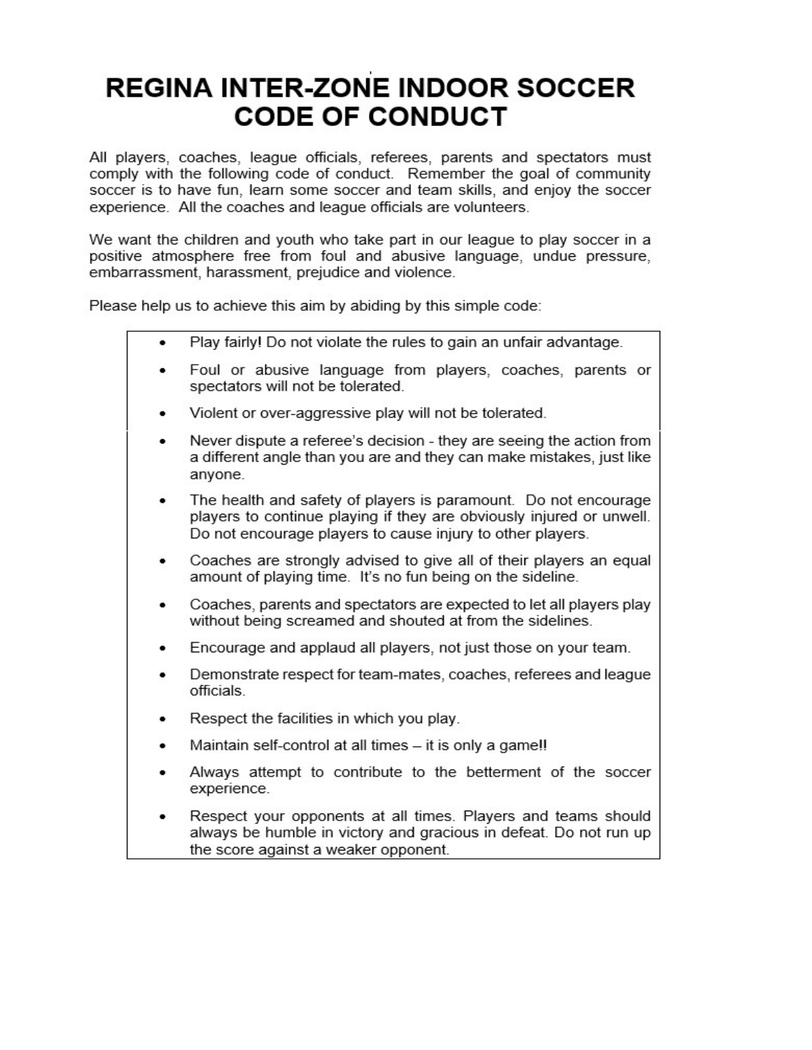# REGINA INTER-ZONE INDOOR SOCCER CODE OF CONDUCT

All players, coaches, league officials, referees, parents and spectators must comply with the following code of conduct. Remember the goal of community soccer is to have fun, learn some soccer and team skills, and enjoy the soccer experience. All the coaches and league officials are volunteers.

We want the children and youth who take part in our league to play soccer in a positive atmosphere free from foul and abusive language, undue pressure, embarrassment, harassment, prejudice and violence.

Please help us to achieve this aim by abiding by this simple code:

- Play fairly**!** Do not violate the rules to gain an unfair advantage.
- Foul or abusive language from players, coaches, parents or spectators will not be tolerated.
- Violent or over-aggressive play will not be tolerated.
- Never dispute a referee's decision - they are seeing the action from a different angle than you are and they can make mistakes, just like anyone.
- The health and safety of players is paramount. Do not encourage players to continue playing if they are obviously injured or unwell. Do not encourage players to cause injury to other players.
- Coaches are strongly advised to give all of their players an equal amount of playing time. It's no fun being on the sideline.
- Coaches, parents and spectators are expected to let all players play without being screamed and shouted at from the sidelines.
- Encourage and applaud all players, not just those on your team.
- Demonstrate respect for team-mates, coaches, referees and league officials.
- Respect the facilities in which you play.
- Maintain self-control at all times – it is only a game**!!**
- Always attempt to contribute to the betterment of the soccer experience.
- Respect your opponents at all times. Players and teams should always be humble in victory and gracious in defeat. Do not run up the score against a weaker opponent.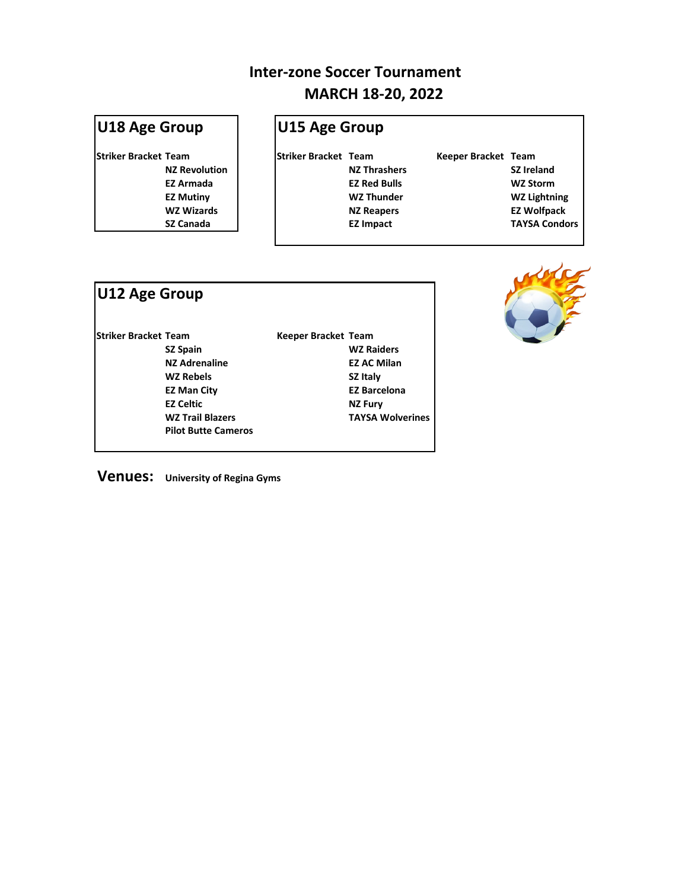# Inter-zone Soccer Tournament
# MARCH 18-20, 2022

## U18 Age Group

| Striker Bracket | Team |
|---|---|
| | NZ Revolution |
| | EZ Armada |
| | EZ Mutiny |
| | WZ Wizards |
| | SZ Canada |

## U15 Age Group

| Striker Bracket | Team | Keeper Bracket | Team |
|---|---|---|---|
| | NZ Thrashers | | SZ Ireland |
| | EZ Red Bulls | | WZ Storm |
| | WZ Thunder | | WZ Lightning |
| | NZ Reapers | | EZ Wolfpack |
| | EZ Impact | | TAYSA Condors |

## U12 Age Group

| Striker Bracket | Team | Keeper Bracket | Team |
|---|---|---|---|
| | SZ Spain | | WZ Raiders |
| | NZ Adrenaline | | EZ AC Milan |
| | WZ Rebels | | SZ Italy |
| | EZ Man City | | EZ Barcelona |
| | EZ Celtic | | NZ Fury |
| | WZ Trail Blazers | | TAYSA Wolverines |
| | Pilot Butte Cameros | | |

**Venues:** University of Regina Gyms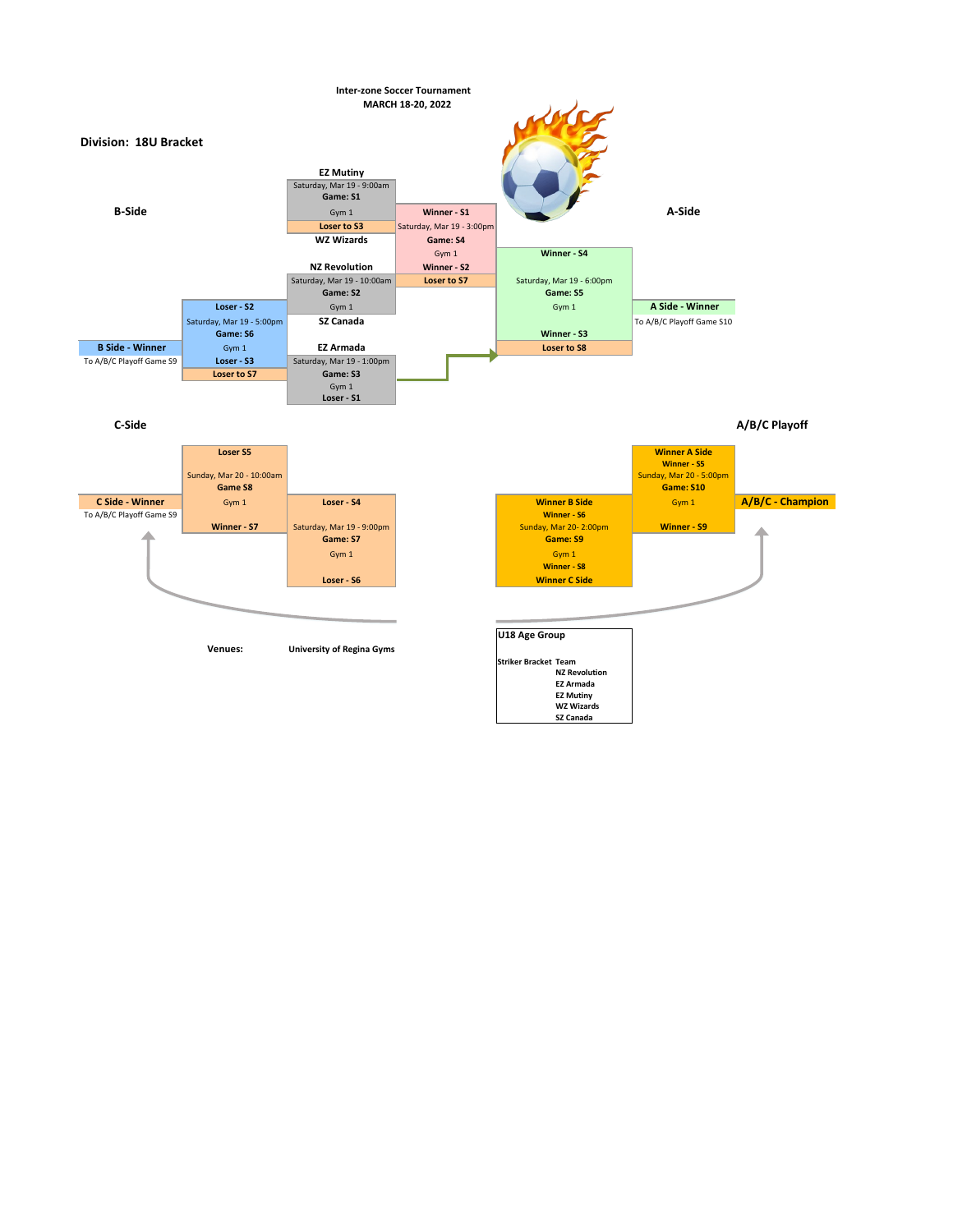**Inter-zone Soccer Tournament**
**MARCH 18-20, 2022**

## Division: 18U Bracket

### B-Side

### A-Side

**EZ Mutiny**
Saturday, Mar 19 - 9:00am
**Game: S1**
Gym 1
**Loser to S3**
**WZ Wizards**

**Winner - S1**
Saturday, Mar 19 - 3:00pm
**Game: S4**
Gym 1
**Winner - S2**
**Loser to S7**

**Winner - S4**
Saturday, Mar 19 - 6:00pm
**Game: S5**
Gym 1
**Winner - S3**
**Loser to S8**

**A Side - Winner**
To A/B/C Playoff Game S10

**NZ Revolution**
Saturday, Mar 19 - 10:00am
**Game: S2**
Gym 1
**SZ Canada**

**Loser - S2**
Saturday, Mar 19 - 5:00pm
**Game: S6**
Gym 1
**Loser - S3**
**Loser to S7**

**B Side - Winner**
To A/B/C Playoff Game S9

**EZ Armada**
Saturday, Mar 19 - 1:00pm
**Game: S3**
Gym 1
**Loser - S1**

### C-Side

### A/B/C Playoff

**Loser S5**
Sunday, Mar 20 - 10:00am
**Game S8**
Gym 1
**Winner - S7**

**C Side - Winner**
To A/B/C Playoff Game S9

**Loser - S4**
Saturday, Mar 19 - 9:00pm
**Game: S7**
Gym 1
**Loser - S6**

**Winner B Side**
**Winner - S6**
Sunday, Mar 20- 2:00pm
**Game: S9**
Gym 1
**Winner - S8**
**Winner C Side**

**Winner A Side**
**Winner - S5**
Sunday, Mar 20 - 5:00pm
**Game: S10**
Gym 1
**Winner - S9**

**A/B/C - Champion**

**Venues:** **University of Regina Gyms**

**U18 Age Group**

| Striker Bracket | Team |
|---|---|
| | NZ Revolution |
| | EZ Armada |
| | EZ Mutiny |
| | WZ Wizards |
| | SZ Canada |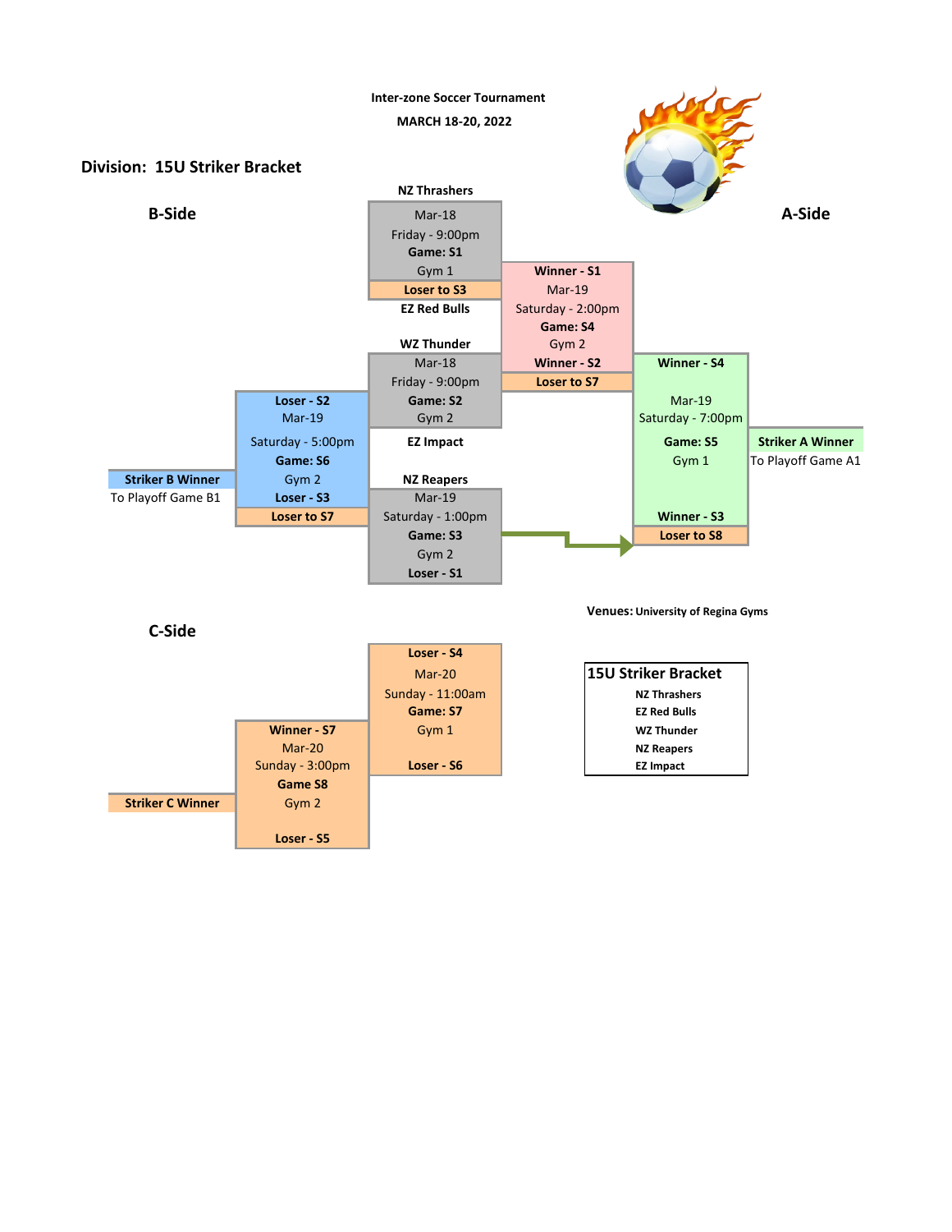Inter-zone Soccer Tournament

MARCH 18-20, 2022

## Division: 15U Striker Bracket

### A-Side

**NZ Thrashers**

Mar-18
Friday - 9:00pm
**Game: S1**
Gym 1
**Loser to S3**

**EZ Red Bulls**

**WZ Thunder**

Mar-18
Friday - 9:00pm
**Game: S2**
Gym 2

**EZ Impact**

**Winner - S1**
Mar-19
Saturday - 2:00pm
**Game: S4**
Gym 2
**Winner - S2**
**Loser to S7**

**NZ Reapers**

Mar-19
Saturday - 1:00pm
**Game: S3**
Gym 2
**Loser - S1**

**Winner - S4**
Mar-19
Saturday - 7:00pm
**Game: S5**
Gym 1
**Winner - S3**
**Loser to S8**

**Striker A Winner**
To Playoff Game A1

### B-Side

**Loser - S2**
Mar-19
Saturday - 5:00pm
**Game: S6**
Gym 2
**Loser - S3**
**Loser to S7**

**Striker B Winner**
To Playoff Game B1

### C-Side

**Loser - S4**
Mar-20
Sunday - 11:00am
**Game: S7**
Gym 1
**Loser - S6**

**Winner - S7**
Mar-20
Sunday - 3:00pm
**Game S8**
Gym 2
**Loser - S5**

**Striker C Winner**

**Venues:** University of Regina Gyms

| 15U Striker Bracket |
| --- |
| NZ Thrashers |
| EZ Red Bulls |
| WZ Thunder |
| NZ Reapers |
| EZ Impact |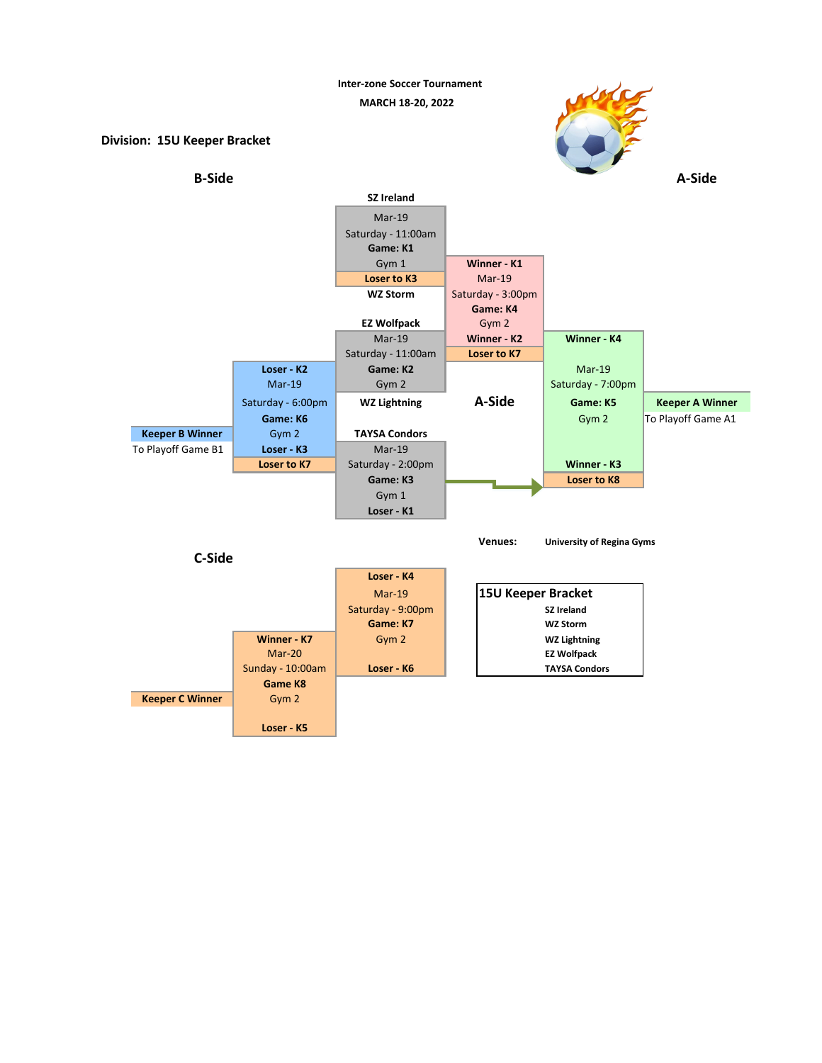Inter-zone Soccer Tournament

MARCH 18-20, 2022

**Division: 15U Keeper Bracket**

## B-Side

## A-Side

**SZ Ireland**

Mar-19
Saturday - 11:00am
**Game: K1**
Gym 1
**Loser to K3**

**WZ Storm**

**Winner - K1**
Mar-19
Saturday - 3:00pm
**Game: K4**
Gym 2
**Winner - K2**
**Loser to K7**

**EZ Wolfpack**

Mar-19
Saturday - 11:00am
**Game: K2**
Gym 2

**WZ Lightning**

**Winner - K4**

Mar-19
Saturday - 7:00pm
**Game: K5**
Gym 2

**Winner - K3**
**Loser to K8**

**Keeper A Winner**
To Playoff Game A1

**Loser - K2**
Mar-19
Saturday - 6:00pm
**Game: K6**
Gym 2
**Loser - K3**
**Loser to K7**

**Keeper B Winner**
To Playoff Game B1

## A-Side

**TAYSA Condors**

Mar-19
Saturday - 2:00pm
**Game: K3**
Gym 1
**Loser - K1**

**Venues:** **University of Regina Gyms**

## C-Side

**Loser - K4**
Mar-19
Saturday - 9:00pm
**Game: K7**
Gym 2

**Loser - K6**

**Winner - K7**
Mar-20
Sunday - 10:00am
**Game K8**
Gym 2

**Loser - K5**

**Keeper C Winner**

| 15U Keeper Bracket |
|---|
| SZ Ireland |
| WZ Storm |
| WZ Lightning |
| EZ Wolfpack |
| TAYSA Condors |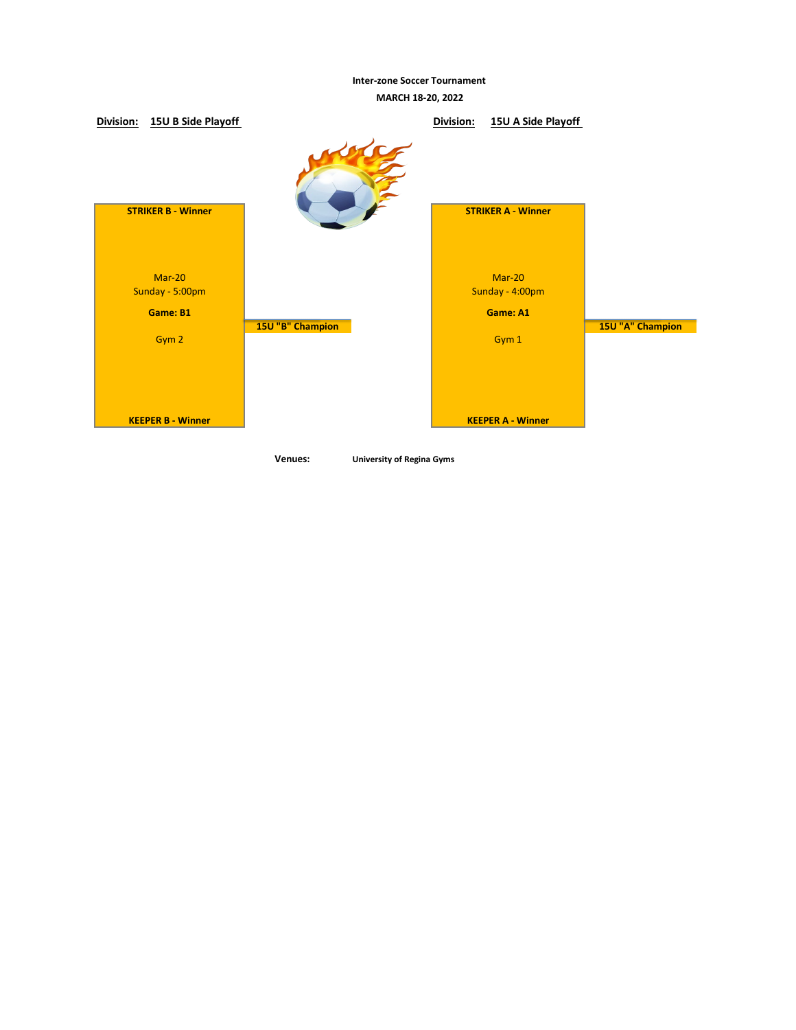**Inter-zone Soccer Tournament**

**MARCH 18-20, 2022**

**Division:** **15U B Side Playoff**

**STRIKER B - Winner**

Mar-20
Sunday - 5:00pm

**Game: B1**

Gym 2

**KEEPER B - Winner**

**15U "B" Champion**

**Division:** **15U A Side Playoff**

**STRIKER A - Winner**

Mar-20
Sunday - 4:00pm

**Game: A1**

Gym 1

**KEEPER A - Winner**

**15U "A" Champion**

**Venues:** **University of Regina Gyms**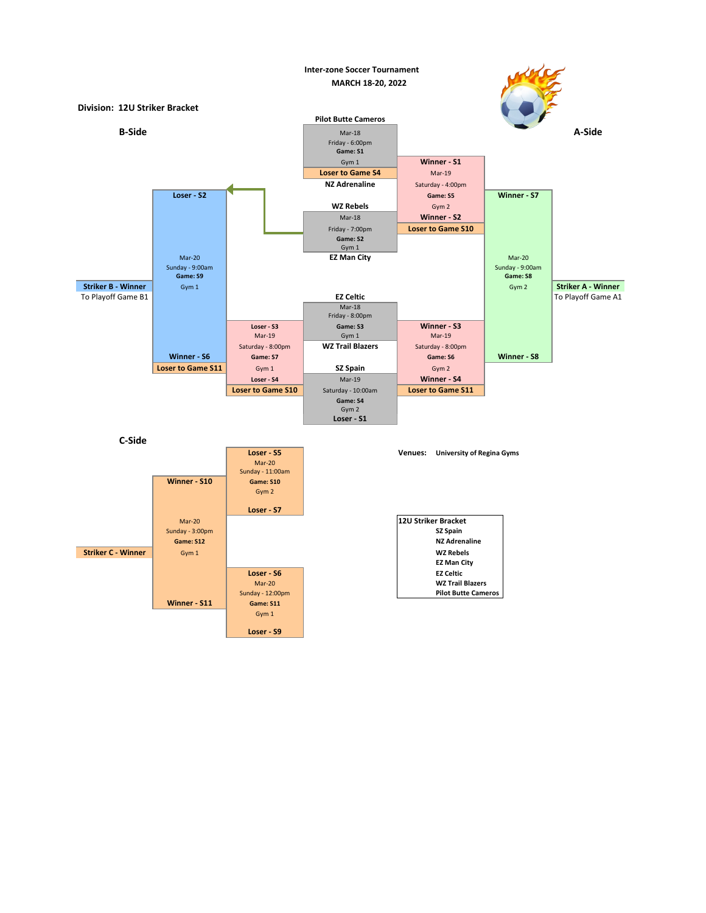Inter-zone Soccer Tournament

MARCH 18-20, 2022

**Division: 12U Striker Bracket**

## B-Side

## A-Side

**Pilot Butte Cameros**

Mar-18
Friday - 6:00pm
**Game: S1**
Gym 1

**Loser to Game S4**

**NZ Adrenaline**

**WZ Rebels**

Mar-18
Friday - 7:00pm
**Game: S2**
Gym 1

**EZ Man City**

**EZ Celtic**

Mar-18
Friday - 8:00pm
**Game: S3**
Gym 1

**WZ Trail Blazers**

**SZ Spain**

Mar-19
Saturday - 10:00am
**Game: S4**
Gym 2

**Loser - S1**

**Winner - S1**

Mar-19
Saturday - 4:00pm
**Game: S5**
Gym 2

**Winner - S2**

**Loser to Game S10**

**Winner - S3**

Mar-19
Saturday - 8:00pm
**Game: S6**
Gym 2

**Winner - S4**

**Loser to Game S11**

**Loser - S3**

Mar-19
Saturday - 8:00pm
**Game: S7**
Gym 1

**Loser - S4**

**Loser to Game S10**

**Loser - S2**

Mar-20
Sunday - 9:00am
**Game: S9**
Gym 1

**Winner - S6**

**Loser to Game S11**

**Striker B - Winner**
To Playoff Game B1

**Winner - S7**

Mar-20
Sunday - 9:00am
**Game: S8**
Gym 2

**Winner - S8**

**Striker A - Winner**
To Playoff Game A1

## C-Side

**Loser - S5**

Mar-20
Sunday - 11:00am
**Game: S10**
Gym 2

**Loser - S7**

**Winner - S10**

Mar-20
Sunday - 3:00pm
**Game: S12**
Gym 1

**Winner - S11**

**Striker C - Winner**

**Loser - S6**

Mar-20
Sunday - 12:00pm
**Game: S11**
Gym 1

**Loser - S9**

**Venues:** **University of Regina Gyms**

| 12U Striker Bracket |
| --- |
| SZ Spain |
| NZ Adrenaline |
| WZ Rebels |
| EZ Man City |
| EZ Celtic |
| WZ Trail Blazers |
| Pilot Butte Cameros |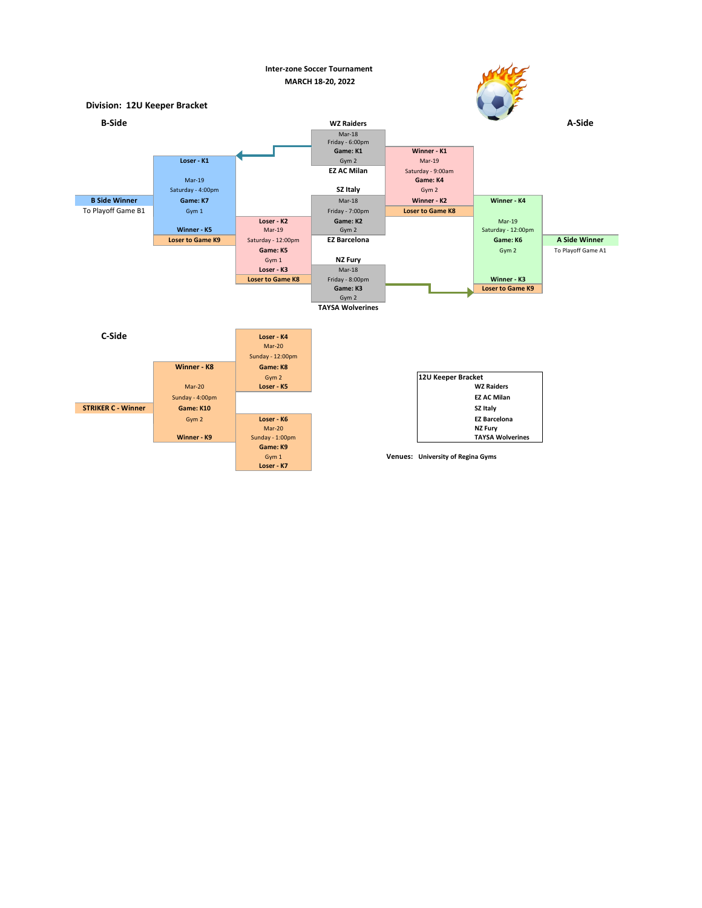Inter-zone Soccer Tournament
MARCH 18-20, 2022

**Division: 12U Keeper Bracket**

## B-Side

**Loser - K1**
Mar-19
Saturday - 4:00pm
**Game: K7**
Gym 1
**Winner - K5**
**Loser to Game K9**

**B Side Winner**
To Playoff Game B1

**Loser - K2**
Mar-19
Saturday - 12:00pm
**Game: K5**
Gym 1
**Loser - K3**
**Loser to Game K8**

**WZ Raiders**
Mar-18
Friday - 6:00pm
**Game: K1**
Gym 2
**EZ AC Milan**

**SZ Italy**
Mar-18
Friday - 7:00pm
**Game: K2**
Gym 2
**EZ Barcelona**

**NZ Fury**
Mar-18
Friday - 8:00pm
**Game: K3**
Gym 2
**TAYSA Wolverines**

## A-Side

**Winner - K1**
Mar-19
Saturday - 9:00am
**Game: K4**
Gym 2
**Winner - K2**
**Loser to Game K8**

**Winner - K4**
Mar-19
Saturday - 12:00pm
**Game: K6**
Gym 2
**Winner - K3**
**Loser to Game K9**

**A Side Winner**
To Playoff Game A1

## C-Side

**Loser - K4**
Mar-20
Sunday - 12:00pm
**Game: K8**
Gym 2
**Loser - K5**

**Loser - K6**
Mar-20
Sunday - 1:00pm
**Game: K9**
Gym 1
**Loser - K7**

**Winner - K8**
Mar-20
Sunday - 4:00pm
**Game: K10**
Gym 2
**Winner - K9**

**STRIKER C - Winner**

| 12U Keeper Bracket |
|---|
| WZ Raiders |
| EZ AC Milan |
| SZ Italy |
| EZ Barcelona |
| NZ Fury |
| TAYSA Wolverines |

**Venues:** University of Regina Gyms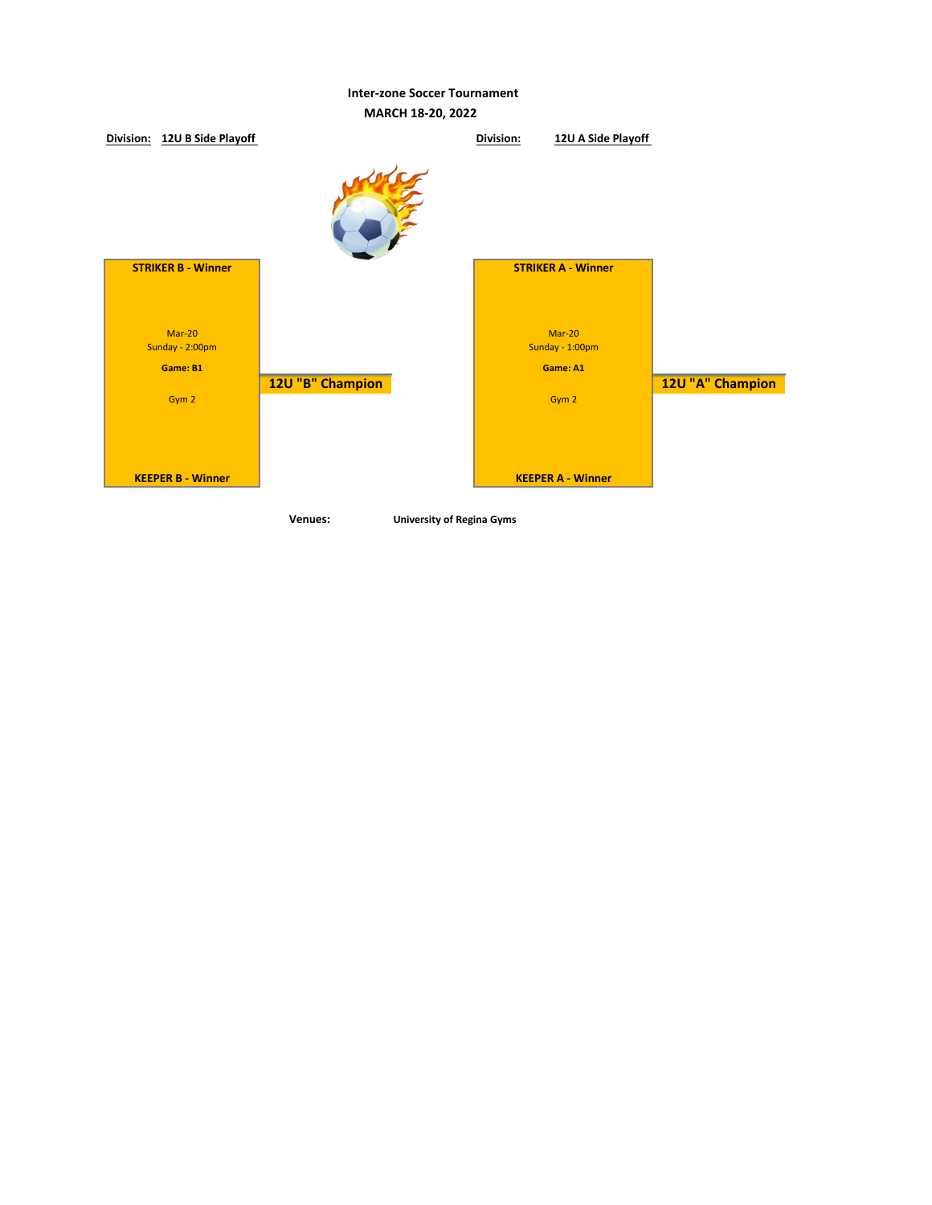**Inter-zone Soccer Tournament**

**MARCH 18-20, 2022**

**Division: 12U B Side Playoff**

**STRIKER B - Winner**

Mar-20
Sunday - 2:00pm

**Game: B1**

Gym 2

**KEEPER B - Winner**

**12U "B" Champion**

**Division: 12U A Side Playoff**

**STRIKER A - Winner**

Mar-20
Sunday - 1:00pm

**Game: A1**

Gym 2

**KEEPER A - Winner**

**12U "A" Champion**

**Venues:** **University of Regina Gyms**